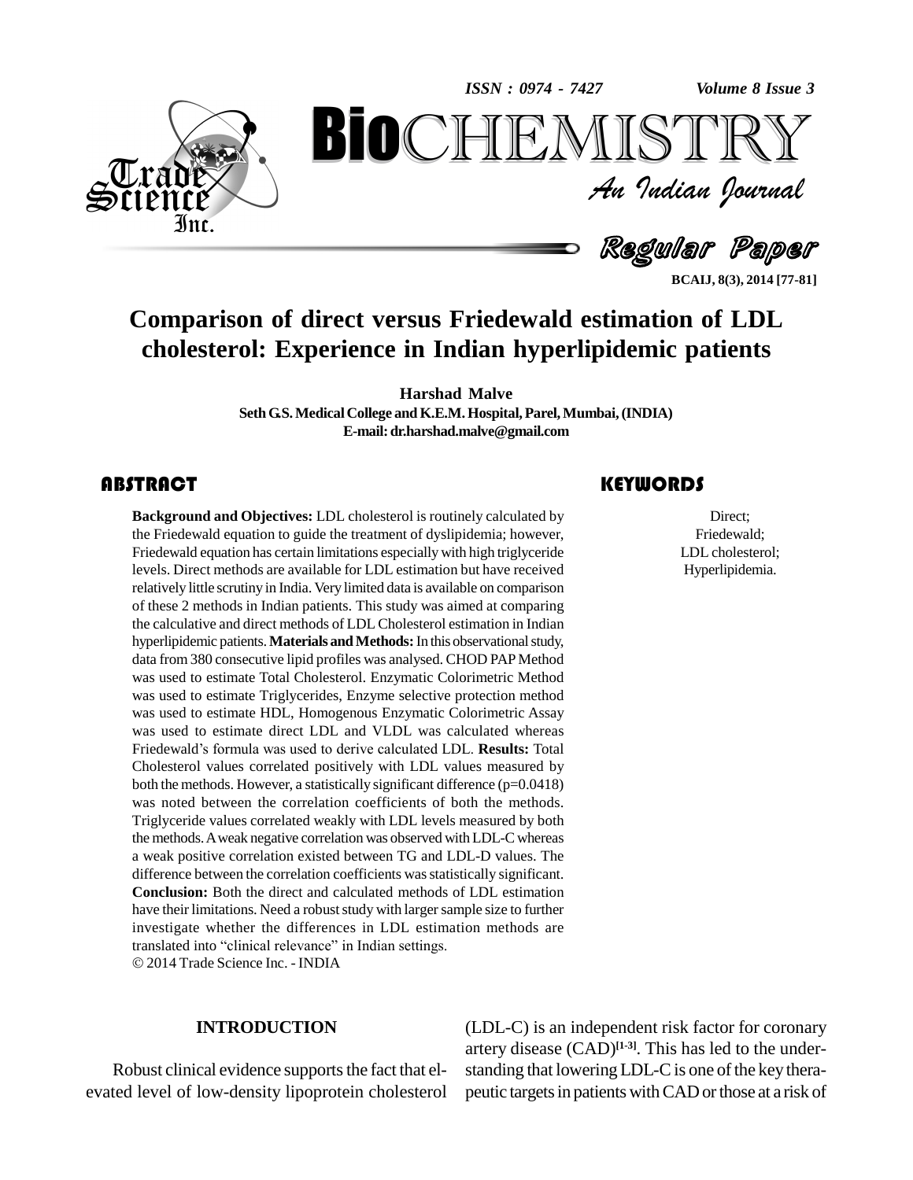# Comparison of direct versus Friedewald estimation of LDL cholesterol: Experience in Indian hyperlipidemic patients

**Harshad Malve**

**Seth G.S. Medical College and K.E.M. Hospital, Parel, Mumbai, (INDIA)**
**E-mail: dr.harshad.malve@gmail.com**

## ABSTRACT

**Background and Objectives:** LDL cholesterol is routinely calculated by the Friedewald equation to guide the treatment of dyslipidemia; however, Friedewald equation has certain limitations especially with high triglyceride levels. Direct methods are available for LDL estimation but have received relatively little scrutiny in India. Very limited data is available on comparison of these 2 methods in Indian patients. This study was aimed at comparing the calculative and direct methods of LDL Cholesterol estimation in Indian hyperlipidemic patients. **Materials and Methods:** In this observational study, data from 380 consecutive lipid profiles was analysed. CHOD PAP Method was used to estimate Total Cholesterol. Enzymatic Colorimetric Method was used to estimate Triglycerides, Enzyme selective protection method was used to estimate HDL, Homogenous Enzymatic Colorimetric Assay was used to estimate direct LDL and VLDL was calculated whereas Friedewald's formula was used to derive calculated LDL. **Results:** Total Cholesterol values correlated positively with LDL values measured by both the methods. However, a statistically significant difference (p=0.0418) was noted between the correlation coefficients of both the methods. Triglyceride values correlated weakly with LDL levels measured by both the methods. A weak negative correlation was observed with LDL-C whereas a weak positive correlation existed between TG and LDL-D values. The difference between the correlation coefficients was statistically significant. **Conclusion:** Both the direct and calculated methods of LDL estimation have their limitations. Need a robust study with larger sample size to further investigate whether the differences in LDL estimation methods are translated into "clinical relevance" in Indian settings.

© 2014 Trade Science Inc. - INDIA

## KEYWORDS

Direct;
Friedewald;
LDL cholesterol;
Hyperlipidemia.

## INTRODUCTION

Robust clinical evidence supports the fact that elevated level of low-density lipoprotein cholesterol (LDL-C) is an independent risk factor for coronary artery disease (CAD)[1-3]. This has led to the understanding that lowering LDL-C is one of the key therapeutic targets in patients with CAD or those at a risk of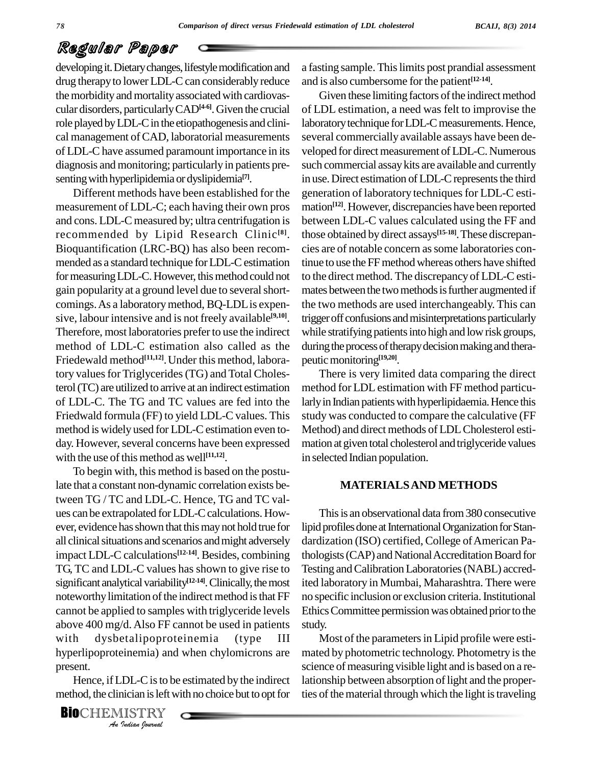developing it. Dietary changes, lifestyle modification and drug therapy to lower LDL-C can considerably reduce the morbidity and mortality associated with cardiovascular disorders, particularly CAD[4-6]. Given the crucial role played by LDL-C in the etiopathogenesis and clinical management of CAD, laboratorial measurements of LDL-C have assumed paramount importance in its diagnosis and monitoring; particularly in patients presenting with hyperlipidemia or dyslipidemia[7].

Different methods have been established for the measurement of LDL-C; each having their own pros and cons. LDL-C measured by; ultra centrifugation is recommended by Lipid Research Clinic[8]. Bioquantification (LRC-BQ) has also been recommended as a standard technique for LDL-C estimation for measuring LDL-C. However, this method could not gain popularity at a ground level due to several shortcomings. As a laboratory method, BQ-LDL is expensive, labour intensive and is not freely available[9,10]. Therefore, most laboratories prefer to use the indirect method of LDL-C estimation also called as the Friedewald method[11,12]. Under this method, laboratory values for Triglycerides (TG) and Total Cholesterol (TC) are utilized to arrive at an indirect estimation of LDL-C. The TG and TC values are fed into the Friedwald formula (FF) to yield LDL-C values. This method is widely used for LDL-C estimation even today. However, several concerns have been expressed with the use of this method as well[11,12].

To begin with, this method is based on the postulate that a constant non-dynamic correlation exists between TG / TC and LDL-C. Hence, TG and TC values can be extrapolated for LDL-C calculations. However, evidence has shown that this may not hold true for all clinical situations and scenarios and might adversely impact LDL-C calculations[12-14]. Besides, combining TG, TC and LDL-C values has shown to give rise to significant analytical variability[12-14]. Clinically, the most noteworthy limitation of the indirect method is that FF cannot be applied to samples with triglyceride levels above 400 mg/d. Also FF cannot be used in patients with dysbetalipoproteinemia (type III hyperlipoproteinemia) and when chylomicrons are present.

Hence, if LDL-C is to be estimated by the indirect method, the clinician is left with no choice but to opt for a fasting sample. This limits post prandial assessment and is also cumbersome for the patient[12-14].

Given these limiting factors of the indirect method of LDL estimation, a need was felt to improvise the laboratory technique for LDL-C measurements. Hence, several commercially available assays have been developed for direct measurement of LDL-C. Numerous such commercial assay kits are available and currently in use. Direct estimation of LDL-C represents the third generation of laboratory techniques for LDL-C estimation[12]. However, discrepancies have been reported between LDL-C values calculated using the FF and those obtained by direct assays[15-18]. These discrepancies are of notable concern as some laboratories continue to use the FF method whereas others have shifted to the direct method. The discrepancy of LDL-C estimates between the two methods is further augmented if the two methods are used interchangeably. This can trigger off confusions and misinterpretations particularly while stratifying patients into high and low risk groups, during the process of therapy decision making and therapeutic monitoring[19,20].

There is very limited data comparing the direct method for LDL estimation with FF method particularly in Indian patients with hyperlipidaemia. Hence this study was conducted to compare the calculative (FF Method) and direct methods of LDL Cholesterol estimation at given total cholesterol and triglyceride values in selected Indian population.

## MATERIALS AND METHODS

This is an observational data from 380 consecutive lipid profiles done at International Organization for Standardization (ISO) certified, College of American Pathologists (CAP) and National Accreditation Board for Testing and Calibration Laboratories (NABL) accredited laboratory in Mumbai, Maharashtra. There were no specific inclusion or exclusion criteria. Institutional Ethics Committee permission was obtained prior to the study.

Most of the parameters in Lipid profile were estimated by photometric technology. Photometry is the science of measuring visible light and is based on a relationship between absorption of light and the properties of the material through which the light is traveling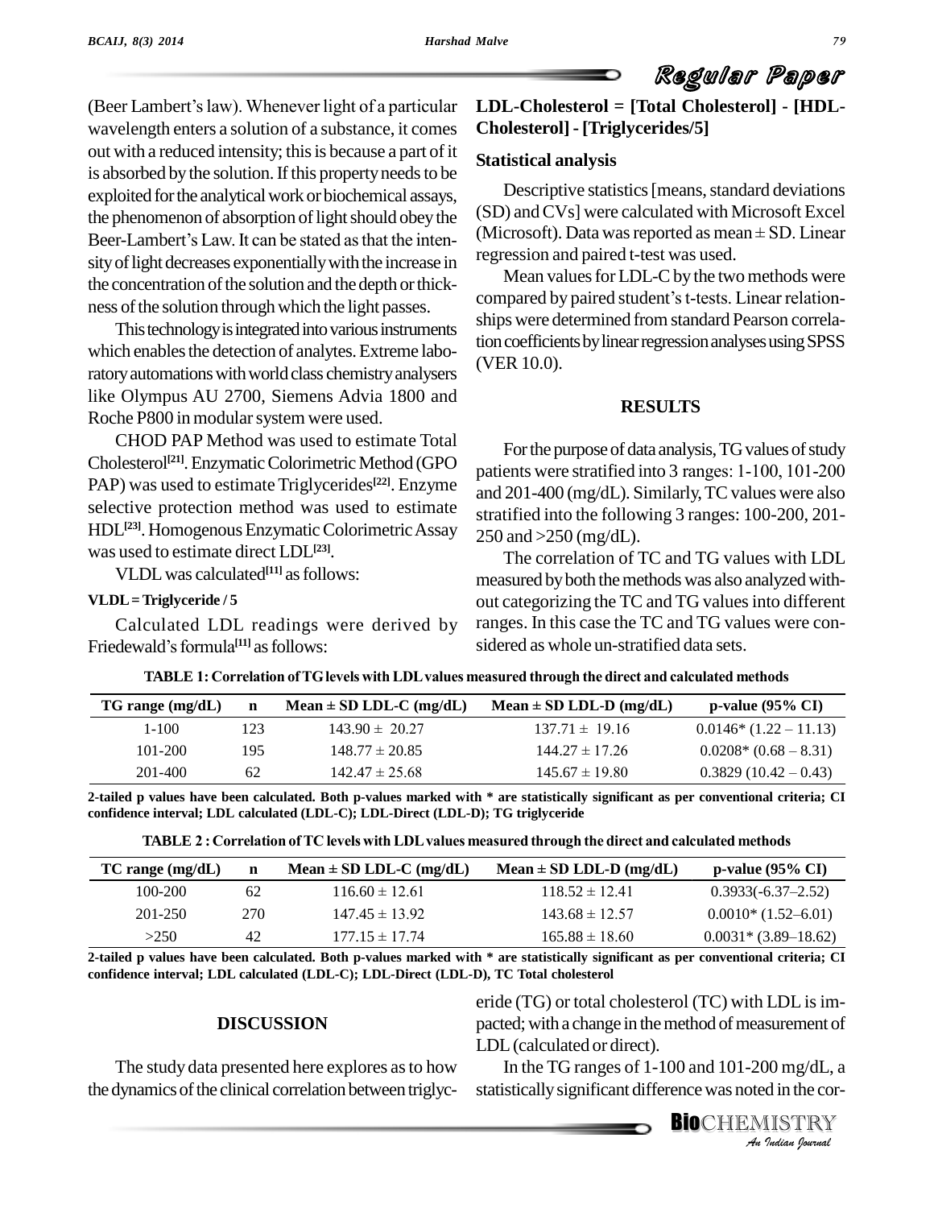(Beer Lambert's law). Whenever light of a particular wavelength enters a solution of a substance, it comes out with a reduced intensity; this is because a part of it is absorbed by the solution. If this property needs to be exploited for the analytical work or biochemical assays, the phenomenon of absorption of light should obey the Beer-Lambert's Law. It can be stated as that the intensity of light decreases exponentially with the increase in the concentration of the solution and the depth or thickness of the solution through which the light passes.

This technology is integrated into various instruments which enables the detection of analytes. Extreme laboratory automations with world class chemistry analysers like Olympus AU 2700, Siemens Advia 1800 and Roche P800 in modular system were used.

CHOD PAP Method was used to estimate Total Cholesterol[21]. Enzymatic Colorimetric Method (GPO PAP) was used to estimate Triglycerides[22]. Enzyme selective protection method was used to estimate HDL[23]. Homogenous Enzymatic Colorimetric Assay was used to estimate direct LDL[23].

VLDL was calculated[11] as follows:

**VLDL = Triglyceride / 5**

Calculated LDL readings were derived by Friedewald's formula[11] as follows:

**LDL-Cholesterol = [Total Cholesterol] - [HDL-Cholesterol] - [Triglycerides/5]**

### Statistical analysis

Descriptive statistics [means, standard deviations (SD) and CVs] were calculated with Microsoft Excel (Microsoft). Data was reported as mean ± SD. Linear regression and paired t-test was used.

Mean values for LDL-C by the two methods were compared by paired student's t-tests. Linear relationships were determined from standard Pearson correlation coefficients by linear regression analyses using SPSS (VER 10.0).

## RESULTS

For the purpose of data analysis, TG values of study patients were stratified into 3 ranges: 1-100, 101-200 and 201-400 (mg/dL). Similarly, TC values were also stratified into the following 3 ranges: 100-200, 201-250 and >250 (mg/dL).

The correlation of TC and TG values with LDL measured by both the methods was also analyzed without categorizing the TC and TG values into different ranges. In this case the TC and TG values were considered as whole un-stratified data sets.

**TABLE 1: Correlation of TG levels with LDL values measured through the direct and calculated methods**

| TG range (mg/dL) | n | Mean ± SD LDL-C (mg/dL) | Mean ± SD LDL-D (mg/dL) | p-value (95% CI) |
|---|---|---|---|---|
| 1-100 | 123 | 143.90 ± 20.27 | 137.71 ± 19.16 | 0.0146* (1.22 – 11.13) |
| 101-200 | 195 | 148.77 ± 20.85 | 144.27 ± 17.26 | 0.0208* (0.68 – 8.31) |
| 201-400 | 62 | 142.47 ± 25.68 | 145.67 ± 19.80 | 0.3829 (10.42 – 0.43) |

**2-tailed p values have been calculated. Both p-values marked with * are statistically significant as per conventional criteria; CI confidence interval; LDL calculated (LDL-C); LDL-Direct (LDL-D); TG triglyceride**

**TABLE 2 : Correlation of TC levels with LDL values measured through the direct and calculated methods**

| TC range (mg/dL) | n | Mean ± SD LDL-C (mg/dL) | Mean ± SD LDL-D (mg/dL) | p-value (95% CI) |
|---|---|---|---|---|
| 100-200 | 62 | 116.60 ± 12.61 | 118.52 ± 12.41 | 0.3933(-6.37–2.52) |
| 201-250 | 270 | 147.45 ± 13.92 | 143.68 ± 12.57 | 0.0010* (1.52–6.01) |
| >250 | 42 | 177.15 ± 17.74 | 165.88 ± 18.60 | 0.0031* (3.89–18.62) |

**2-tailed p values have been calculated. Both p-values marked with * are statistically significant as per conventional criteria; CI confidence interval; LDL calculated (LDL-C); LDL-Direct (LDL-D), TC Total cholesterol**

## DISCUSSION

The study data presented here explores as to how the dynamics of the clinical correlation between triglyceride (TG) or total cholesterol (TC) with LDL is impacted; with a change in the method of measurement of LDL (calculated or direct).

In the TG ranges of 1-100 and 101-200 mg/dL, a statistically significant difference was noted in the cor-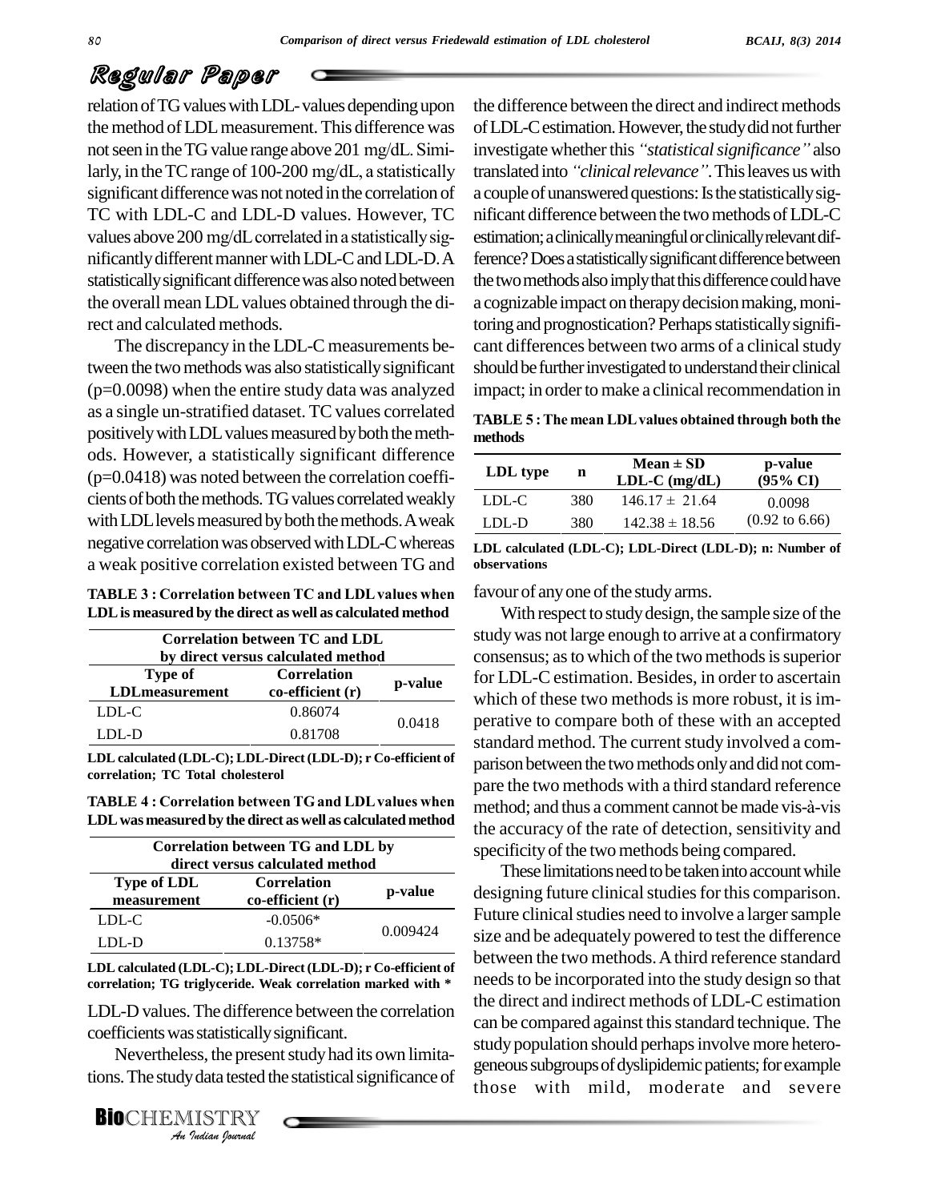relation of TG values with LDL-values depending upon the method of LDL measurement. This difference was not seen in the TG value range above 201 mg/dL. Similarly, in the TC range of 100-200 mg/dL, a statistically significant difference was not noted in the correlation of TC with LDL-C and LDL-D values. However, TC values above 200 mg/dL correlated in a statistically significantly different manner with LDL-C and LDL-D. A statistically significant difference was also noted between the overall mean LDL values obtained through the direct and calculated methods.

The discrepancy in the LDL-C measurements between the two methods was also statistically significant ($p=0.0098$) when the entire study data was analyzed as a single un-stratified dataset. TC values correlated positively with LDL values measured by both the methods. However, a statistically significant difference ($p=0.0418$) was noted between the correlation coefficients of both the methods. TG values correlated weakly with LDL levels measured by both the methods. A weak negative correlation was observed with LDL-C whereas a weak positive correlation existed between TG and LDL-D values. The difference between the correlation coefficients was statistically significant.

**TABLE 3 : Correlation between TC and LDL values when LDL is measured by the direct as well as calculated method**

| Correlation between TC and LDL by direct versus calculated method | | |
|---|---|---|
| Type of LDLmeasurement | Correlation co-efficient (r) | p-value |
| LDL-C | 0.86074 | 0.0418 |
| LDL-D | 0.81708 | |

**LDL calculated (LDL-C); LDL-Direct (LDL-D); r Co-efficient of correlation; TC Total cholesterol**

**TABLE 4 : Correlation between TG and LDL values when LDL was measured by the direct as well as calculated method**

| Correlation between TG and LDL by direct versus calculated method | | |
|---|---|---|
| Type of LDL measurement | Correlation co-efficient (r) | p-value |
| LDL-C | -0.0506* | 0.009424 |
| LDL-D | 0.13758* | |

**LDL calculated (LDL-C); LDL-Direct (LDL-D); r Co-efficient of correlation; TG triglyceride. Weak correlation marked with ***

Nevertheless, the present study had its own limitations. The study data tested the statistical significance of the difference between the direct and indirect methods of LDL-C estimation. However, the study did not further investigate whether this *"statistical significance"* also translated into *"clinical relevance"*. This leaves us with a couple of unanswered questions: Is the statistically significant difference between the two methods of LDL-C estimation; a clinically meaningful or clinically relevant difference? Does a statistically significant difference between the two methods also imply that this difference could have a cognizable impact on therapy decision making, monitoring and prognostication? Perhaps statistically significant differences between two arms of a clinical study should be further investigated to understand their clinical impact; in order to make a clinical recommendation in favour of any one of the study arms.

**TABLE 5 : The mean LDL values obtained through both the methods**

| LDL type | n | Mean ± SD LDL-C (mg/dL) | p-value (95% CI) |
|---|---|---|---|
| LDL-C | 380 | 146.17 ± 21.64 | 0.0098 |
| LDL-D | 380 | 142.38 ± 18.56 | (0.92 to 6.66) |

**LDL calculated (LDL-C); LDL-Direct (LDL-D); n: Number of observations**

With respect to study design, the sample size of the study was not large enough to arrive at a confirmatory consensus; as to which of the two methods is superior for LDL-C estimation. Besides, in order to ascertain which of these two methods is more robust, it is imperative to compare both of these with an accepted standard method. The current study involved a comparison between the two methods only and did not compare the two methods with a third standard reference method; and thus a comment cannot be made vis-à-vis the accuracy of the rate of detection, sensitivity and specificity of the two methods being compared.

These limitations need to be taken into account while designing future clinical studies for this comparison. Future clinical studies need to involve a larger sample size and be adequately powered to test the difference between the two methods. A third reference standard needs to be incorporated into the study design so that the direct and indirect methods of LDL-C estimation can be compared against this standard technique. The study population should perhaps involve more heterogeneous subgroups of dyslipidemic patients; for example those with mild, moderate and severe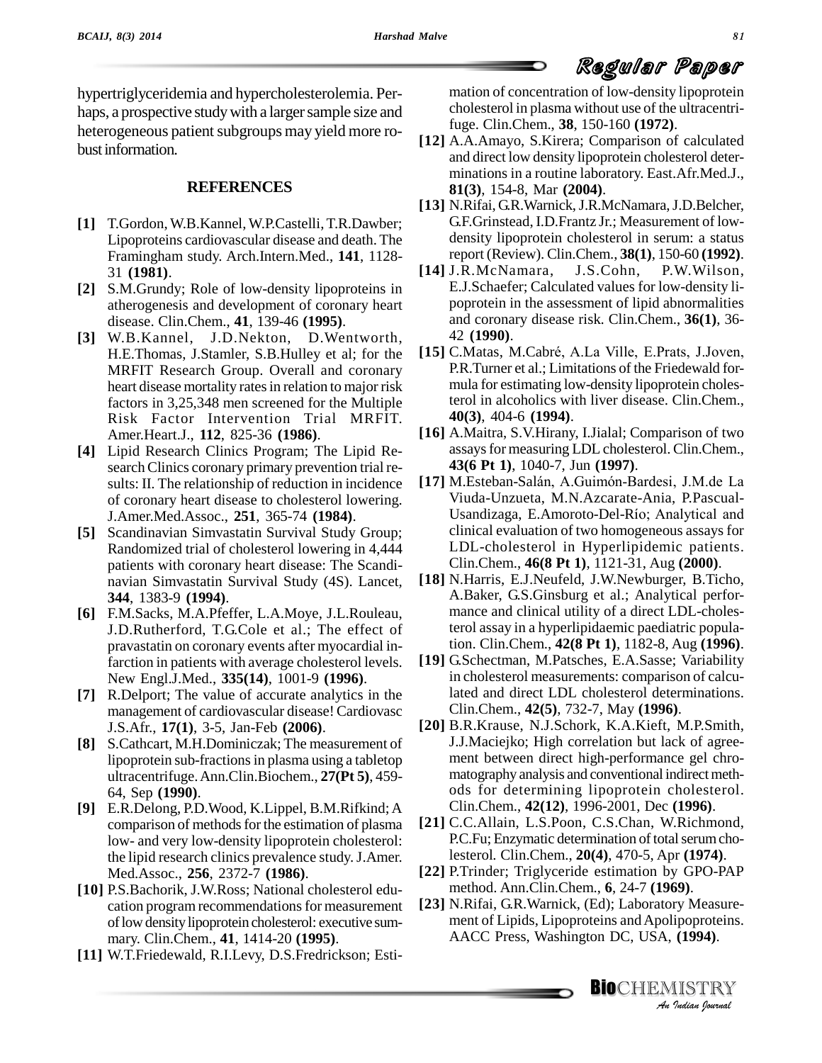hypertriglyceridemia and hypercholesterolemia. Perhaps, a prospective study with a larger sample size and heterogeneous patient subgroups may yield more robust information.

## REFERENCES

**[1]** T.Gordon, W.B.Kannel, W.P.Castelli, T.R.Dawber; Lipoproteins cardiovascular disease and death. The Framingham study. Arch.Intern.Med., **141**, 1128-31 **(1981)**.

**[2]** S.M.Grundy; Role of low-density lipoproteins in atherogenesis and development of coronary heart disease. Clin.Chem., **41**, 139-46 **(1995)**.

**[3]** W.B.Kannel, J.D.Nekton, D.Wentworth, H.E.Thomas, J.Stamler, S.B.Hulley et al; for the MRFIT Research Group. Overall and coronary heart disease mortality rates in relation to major risk factors in 3,25,348 men screened for the Multiple Risk Factor Intervention Trial MRFIT. Amer.Heart.J., **112**, 825-36 **(1986)**.

**[4]** Lipid Research Clinics Program; The Lipid Research Clinics coronary primary prevention trial results: II. The relationship of reduction in incidence of coronary heart disease to cholesterol lowering. J.Amer.Med.Assoc., **251**, 365-74 **(1984)**.

**[5]** Scandinavian Simvastatin Survival Study Group; Randomized trial of cholesterol lowering in 4,444 patients with coronary heart disease: The Scandinavian Simvastatin Survival Study (4S). Lancet, **344**, 1383-9 **(1994)**.

**[6]** F.M.Sacks, M.A.Pfeffer, L.A.Moye, J.L.Rouleau, J.D.Rutherford, T.G.Cole et al.; The effect of pravastatin on coronary events after myocardial infarction in patients with average cholesterol levels. New Engl.J.Med., **335(14)**, 1001-9 **(1996)**.

**[7]** R.Delport; The value of accurate analytics in the management of cardiovascular disease! Cardiovasc J.S.Afr., **17(1)**, 3-5, Jan-Feb **(2006)**.

**[8]** S.Cathcart, M.H.Dominiczak; The measurement of lipoprotein sub-fractions in plasma using a tabletop ultracentrifuge. Ann.Clin.Biochem., **27(Pt 5)**, 459-64, Sep **(1990)**.

**[9]** E.R.Delong, P.D.Wood, K.Lippel, B.M.Rifkind; A comparison of methods for the estimation of plasma low- and very low-density lipoprotein cholesterol: the lipid research clinics prevalence study. J.Amer. Med.Assoc., **256**, 2372-7 **(1986)**.

**[10]** P.S.Bachorik, J.W.Ross; National cholesterol education program recommendations for measurement of low density lipoprotein cholesterol: executive summary. Clin.Chem., **41**, 1414-20 **(1995)**.

**[11]** W.T.Friedewald, R.I.Levy, D.S.Fredrickson; Estimation of concentration of low-density lipoprotein cholesterol in plasma without use of the ultracentrifuge. Clin.Chem., **38**, 150-160 **(1972)**.

**[12]** A.A.Amayo, S.Kirera; Comparison of calculated and direct low density lipoprotein cholesterol determinations in a routine laboratory. East.Afr.Med.J., **81(3)**, 154-8, Mar **(2004)**.

**[13]** N.Rifai, G.R.Warnick, J.R.McNamara, J.D.Belcher, G.F.Grinstead, I.D.Frantz Jr.; Measurement of low-density lipoprotein cholesterol in serum: a status report (Review). Clin.Chem., **38(1)**, 150-60 **(1992)**.

**[14]** J.R.McNamara, J.S.Cohn, P.W.Wilson, E.J.Schaefer; Calculated values for low-density lipoprotein in the assessment of lipid abnormalities and coronary disease risk. Clin.Chem., **36(1)**, 36-42 **(1990)**.

**[15]** C.Matas, M.Cabré, A.La Ville, E.Prats, J.Joven, P.R.Turner et al.; Limitations of the Friedewald formula for estimating low-density lipoprotein cholesterol in alcoholics with liver disease. Clin.Chem., **40(3)**, 404-6 **(1994)**.

**[16]** A.Maitra, S.V.Hirany, I.Jialal; Comparison of two assays for measuring LDL cholesterol. Clin.Chem., **43(6 Pt 1)**, 1040-7, Jun **(1997)**.

**[17]** M.Esteban-Salán, A.Guimón-Bardesi, J.M.de La Viuda-Unzueta, M.N.Azcarate-Ania, P.Pascual-Usandizaga, E.Amoroto-Del-Río; Analytical and clinical evaluation of two homogeneous assays for LDL-cholesterol in Hyperlipidemic patients. Clin.Chem., **46(8 Pt 1)**, 1121-31, Aug **(2000)**.

**[18]** N.Harris, E.J.Neufeld, J.W.Newburger, B.Ticho, A.Baker, G.S.Ginsburg et al.; Analytical performance and clinical utility of a direct LDL-cholesterol assay in a hyperlipidaemic paediatric population. Clin.Chem., **42(8 Pt 1)**, 1182-8, Aug **(1996)**.

**[19]** G.Schectman, M.Patsches, E.A.Sasse; Variability in cholesterol measurements: comparison of calculated and direct LDL cholesterol determinations. Clin.Chem., **42(5)**, 732-7, May **(1996)**.

**[20]** B.R.Krause, N.J.Schork, K.A.Kieft, M.P.Smith, J.J.Maciejko; High correlation but lack of agreement between direct high-performance gel chromatography analysis and conventional indirect methods for determining lipoprotein cholesterol. Clin.Chem., **42(12)**, 1996-2001, Dec **(1996)**.

**[21]** C.C.Allain, L.S.Poon, C.S.Chan, W.Richmond, P.C.Fu; Enzymatic determination of total serum cholesterol. Clin.Chem., **20(4)**, 470-5, Apr **(1974)**.

**[22]** P.Trinder; Triglyceride estimation by GPO-PAP method. Ann.Clin.Chem., **6**, 24-7 **(1969)**.

**[23]** N.Rifai, G.R.Warnick, (Ed); Laboratory Measurement of Lipids, Lipoproteins and Apolipoproteins. AACC Press, Washington DC, USA, **(1994)**.